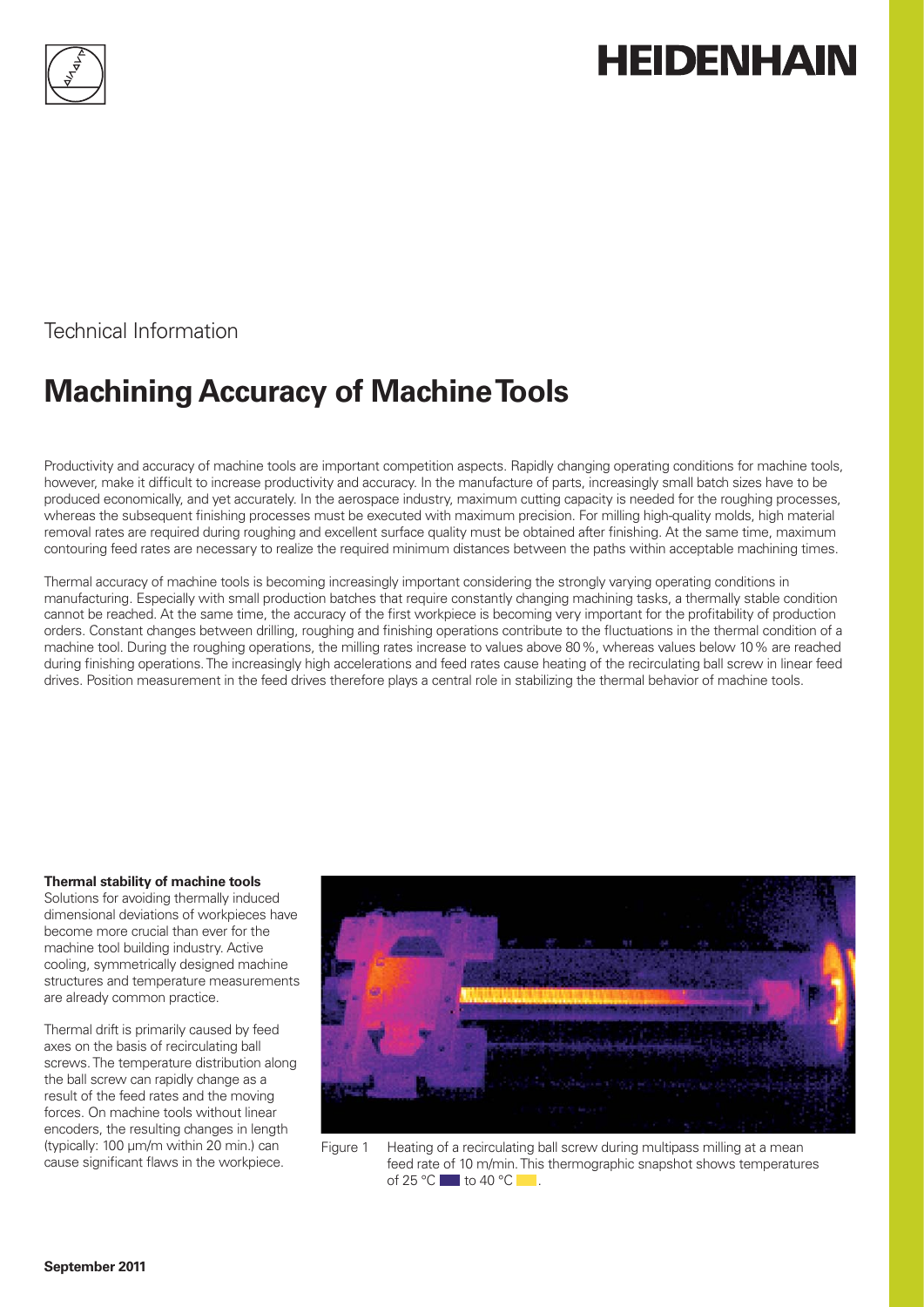HEIDENHAIN

Technical Information

# Machining Accuracy of Machine Tools

Productivity and accuracy of machine tools are important competition aspects. Rapidly changing operating conditions for machine tools, however, make it difficult to increase productivity and accuracy. In the manufacture of parts, increasingly small batch sizes have to be produced economically, and yet accurately. In the aerospace industry, maximum cutting capacity is needed for the roughing processes, whereas the subsequent finishing processes must be executed with maximum precision. For milling high-quality molds, high material removal rates are required during roughing and excellent surface quality must be obtained after finishing. At the same time, maximum contouring feed rates are necessary to realize the required minimum distances between the paths within acceptable machining times.

Thermal accuracy of machine tools is becoming increasingly important considering the strongly varying operating conditions in manufacturing. Especially with small production batches that require constantly changing machining tasks, a thermally stable condition cannot be reached. At the same time, the accuracy of the first workpiece is becoming very important for the profitability of production orders. Constant changes between drilling, roughing and finishing operations contribute to the fluctuations in the thermal condition of a machine tool. During the roughing operations, the milling rates increase to values above 80 %, whereas values below 10 % are reached during finishing operations. The increasingly high accelerations and feed rates cause heating of the recirculating ball screw in linear feed drives. Position measurement in the feed drives therefore plays a central role in stabilizing the thermal behavior of machine tools.

**Thermal stability of machine tools**

Solutions for avoiding thermally induced dimensional deviations of workpieces have become more crucial than ever for the machine tool building industry. Active cooling, symmetrically designed machine structures and temperature measurements are already common practice.

Thermal drift is primarily caused by feed axes on the basis of recirculating ball screws. The temperature distribution along the ball screw can rapidly change as a result of the feed rates and the moving forces. On machine tools without linear encoders, the resulting changes in length (typically: 100 µm/m within 20 min.) can cause significant flaws in the workpiece.

Figure 1 Heating of a recirculating ball screw during multipass milling at a mean feed rate of 10 m/min. This thermographic snapshot shows temperatures of 25 °C to 40 °C.

**September 2011**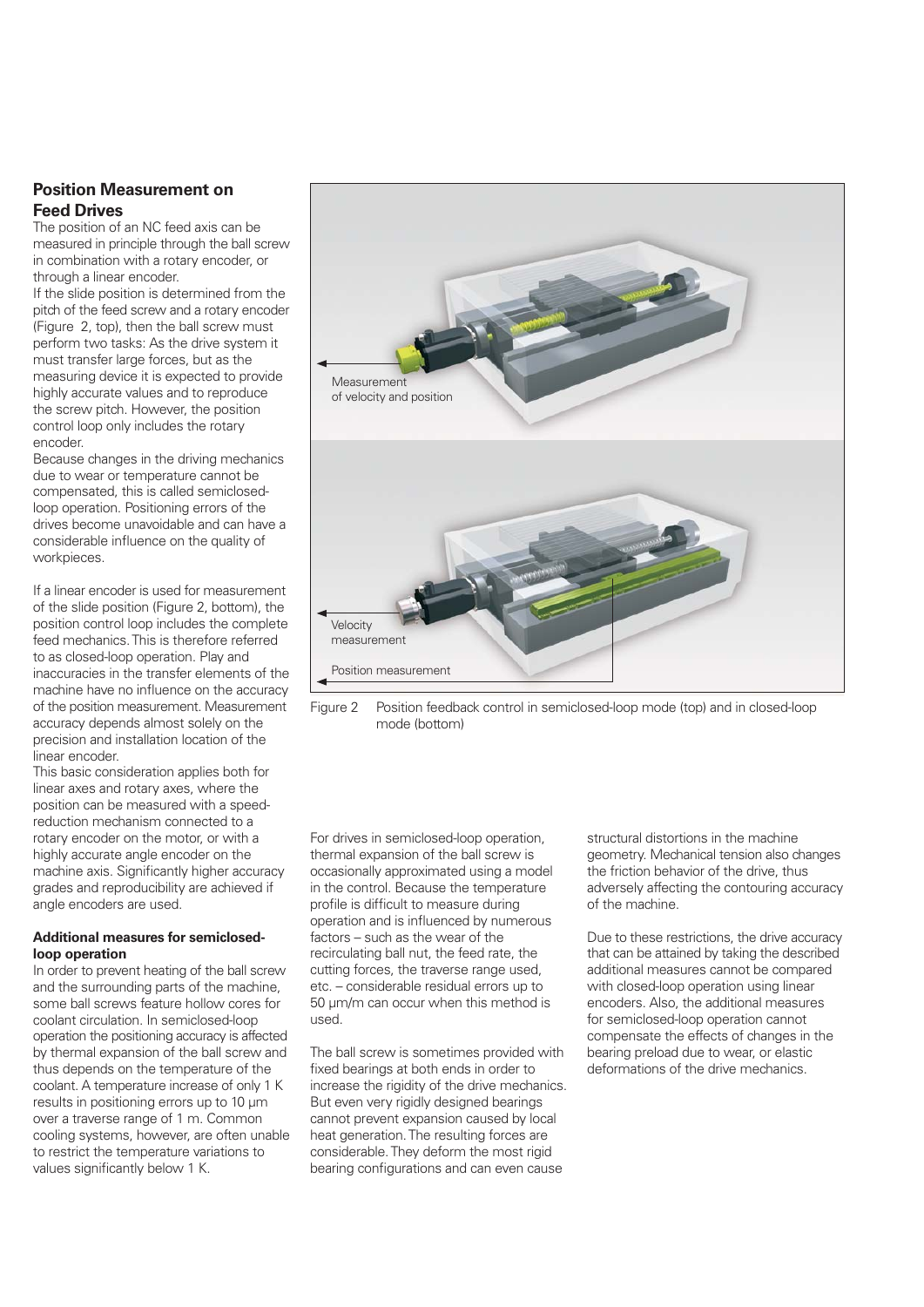## Position Measurement on Feed Drives

The position of an NC feed axis can be measured in principle through the ball screw in combination with a rotary encoder, or through a linear encoder.

If the slide position is determined from the pitch of the feed screw and a rotary encoder (Figure 2, top), then the ball screw must perform two tasks: As the drive system it must transfer large forces, but as the measuring device it is expected to provide highly accurate values and to reproduce the screw pitch. However, the position control loop only includes the rotary encoder.

Because changes in the driving mechanics due to wear or temperature cannot be compensated, this is called semiclosed-loop operation. Positioning errors of the drives become unavoidable and can have a considerable influence on the quality of workpieces.

If a linear encoder is used for measurement of the slide position (Figure 2, bottom), the position control loop includes the complete feed mechanics. This is therefore referred to as closed-loop operation. Play and inaccuracies in the transfer elements of the machine have no influence on the accuracy of the position measurement. Measurement accuracy depends almost solely on the precision and installation location of the linear encoder.

This basic consideration applies both for linear axes and rotary axes, where the position can be measured with a speed-reduction mechanism connected to a rotary encoder on the motor, or with a highly accurate angle encoder on the machine axis. Significantly higher accuracy grades and reproducibility are achieved if angle encoders are used.

Measurement of velocity and position

Velocity measurement

Position measurement

Figure 2 Position feedback control in semiclosed-loop mode (top) and in closed-loop mode (bottom)

### Additional measures for semiclosed-loop operation

In order to prevent heating of the ball screw and the surrounding parts of the machine, some ball screws feature hollow cores for coolant circulation. In semiclosed-loop operation the positioning accuracy is affected by thermal expansion of the ball screw and thus depends on the temperature of the coolant. A temperature increase of only 1 K results in positioning errors up to 10 µm over a traverse range of 1 m. Common cooling systems, however, are often unable to restrict the temperature variations to values significantly below 1 K.

For drives in semiclosed-loop operation, thermal expansion of the ball screw is occasionally approximated using a model in the control. Because the temperature profile is difficult to measure during operation and is influenced by numerous factors – such as the wear of the recirculating ball nut, the feed rate, the cutting forces, the traverse range used, etc. – considerable residual errors up to 50 µm/m can occur when this method is used.

The ball screw is sometimes provided with fixed bearings at both ends in order to increase the rigidity of the drive mechanics. But even very rigidly designed bearings cannot prevent expansion caused by local heat generation. The resulting forces are considerable. They deform the most rigid bearing configurations and can even cause structural distortions in the machine geometry. Mechanical tension also changes the friction behavior of the drive, thus adversely affecting the contouring accuracy of the machine.

Due to these restrictions, the drive accuracy that can be attained by taking the described additional measures cannot be compared with closed-loop operation using linear encoders. Also, the additional measures for semiclosed-loop operation cannot compensate the effects of changes in the bearing preload due to wear, or elastic deformations of the drive mechanics.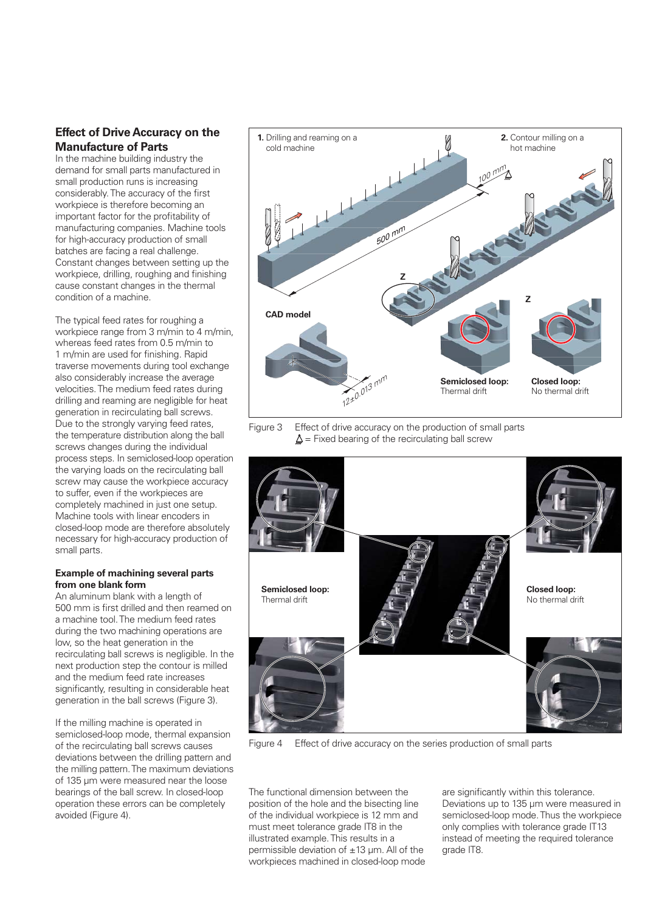## Effect of Drive Accuracy on the Manufacture of Parts

In the machine building industry the demand for small parts manufactured in small production runs is increasing considerably. The accuracy of the first workpiece is therefore becoming an important factor for the profitability of manufacturing companies. Machine tools for high-accuracy production of small batches are facing a real challenge. Constant changes between setting up the workpiece, drilling, roughing and finishing cause constant changes in the thermal condition of a machine.

The typical feed rates for roughing a workpiece range from 3 m/min to 4 m/min, whereas feed rates from 0.5 m/min to 1 m/min are used for finishing. Rapid traverse movements during tool exchange also considerably increase the average velocities. The medium feed rates during drilling and reaming are negligible for heat generation in recirculating ball screws. Due to the strongly varying feed rates, the temperature distribution along the ball screws changes during the individual process steps. In semiclosed-loop operation the varying loads on the recirculating ball screw may cause the workpiece accuracy to suffer, even if the workpieces are completely machined in just one setup. Machine tools with linear encoders in closed-loop mode are therefore absolutely necessary for high-accuracy production of small parts.

### Example of machining several parts from one blank form

An aluminum blank with a length of 500 mm is first drilled and then reamed on a machine tool. The medium feed rates during the two machining operations are low, so the heat generation in the recirculating ball screws is negligible. In the next production step the contour is milled and the medium feed rate increases significantly, resulting in considerable heat generation in the ball screws (Figure 3).

If the milling machine is operated in semiclosed-loop mode, thermal expansion of the recirculating ball screws causes deviations between the drilling pattern and the milling pattern. The maximum deviations of 135 µm were measured near the loose bearings of the ball screw. In closed-loop operation these errors can be completely avoided (Figure 4).

1. Drilling and reaming on a cold machine
2. Contour milling on a hot machine

500 mm

100 mm

Z

CAD model

12±0.013 mm

**Semiclosed loop:** Thermal drift

**Closed loop:** No thermal drift

Figure 3 Effect of drive accuracy on the production of small parts
△ = Fixed bearing of the recirculating ball screw

**Semiclosed loop:** Thermal drift

**Closed loop:** No thermal drift

Figure 4 Effect of drive accuracy on the series production of small parts

The functional dimension between the position of the hole and the bisecting line of the individual workpiece is 12 mm and must meet tolerance grade IT8 in the illustrated example. This results in a permissible deviation of ±13 µm. All of the workpieces machined in closed-loop mode are significantly within this tolerance. Deviations up to 135 µm were measured in semiclosed-loop mode. Thus the workpiece only complies with tolerance grade IT13 instead of meeting the required tolerance grade IT8.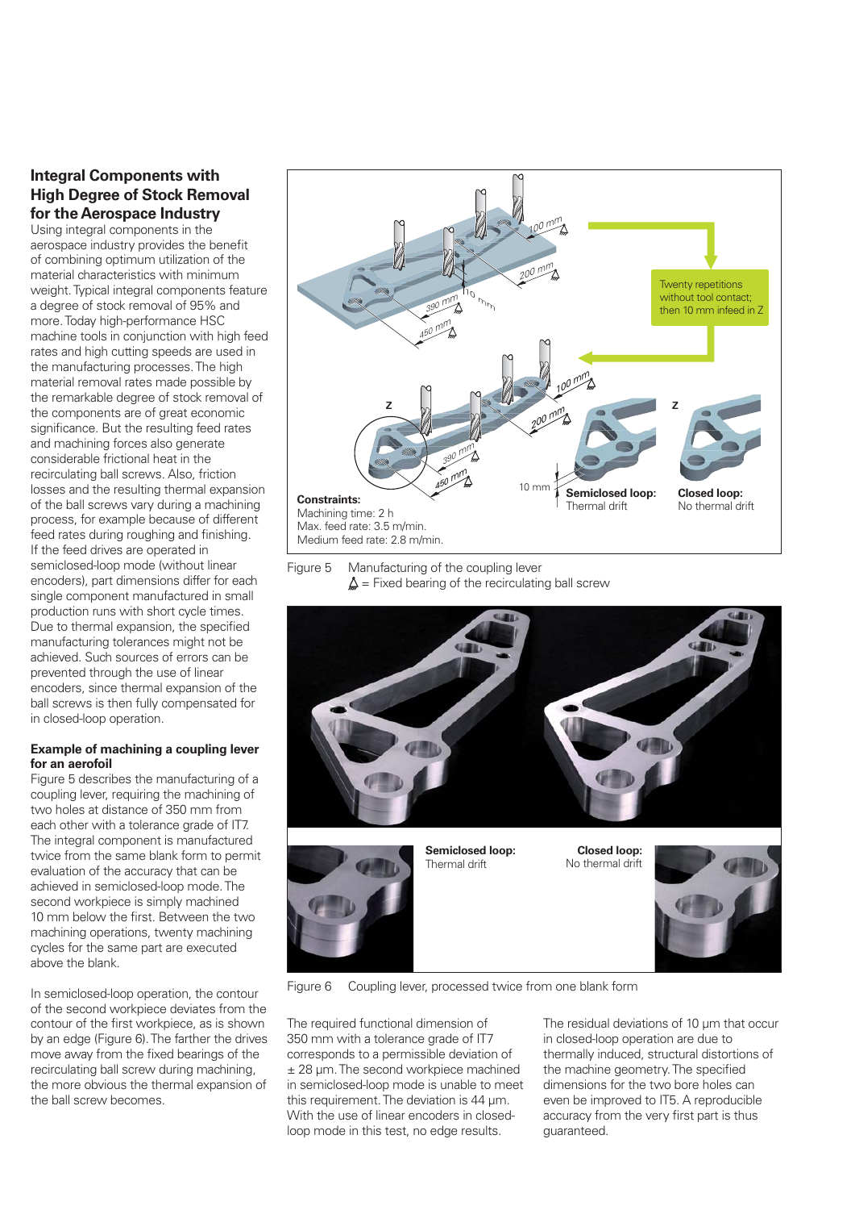## Integral Components with High Degree of Stock Removal for the Aerospace Industry

Using integral components in the aerospace industry provides the benefit of combining optimum utilization of the material characteristics with minimum weight. Typical integral components feature a degree of stock removal of 95% and more. Today high-performance HSC machine tools in conjunction with high feed rates and high cutting speeds are used in the manufacturing processes. The high material removal rates made possible by the remarkable degree of stock removal of the components are of great economic significance. But the resulting feed rates and machining forces also generate considerable frictional heat in the recirculating ball screws. Also, friction losses and the resulting thermal expansion of the ball screws vary during a machining process, for example because of different feed rates during roughing and finishing. If the feed drives are operated in semiclosed-loop mode (without linear encoders), part dimensions differ for each single component manufactured in small production runs with short cycle times. Due to thermal expansion, the specified manufacturing tolerances might not be achieved. Such sources of errors can be prevented through the use of linear encoders, since thermal expansion of the ball screws is then fully compensated for in closed-loop operation.

### Example of machining a coupling lever for an aerofoil

Figure 5 describes the manufacturing of a coupling lever, requiring the machining of two holes at distance of 350 mm from each other with a tolerance grade of IT7. The integral component is manufactured twice from the same blank form to permit evaluation of the accuracy that can be achieved in semiclosed-loop mode. The second workpiece is simply machined 10 mm below the first. Between the two machining operations, twenty machining cycles for the same part are executed above the blank.

In semiclosed-loop operation, the contour of the second workpiece deviates from the contour of the first workpiece, as is shown by an edge (Figure 6). The farther the drives move away from the fixed bearings of the recirculating ball screw during machining, the more obvious the thermal expansion of the ball screw becomes.

Twenty repetitions without tool contact; then 10 mm infeed in Z

Semiclosed loop: Thermal drift

Closed loop: No thermal drift

**Constraints:**
Machining time: 2 h
Max. feed rate: 3.5 m/min.
Medium feed rate: 2.8 m/min.

Figure 5 Manufacturing of the coupling lever
$\Delta$ = Fixed bearing of the recirculating ball screw

**Semiclosed loop:** Thermal drift

**Closed loop:** No thermal drift

Figure 6 Coupling lever, processed twice from one blank form

The required functional dimension of 350 mm with a tolerance grade of IT7 corresponds to a permissible deviation of ± 28 µm. The second workpiece machined in semiclosed-loop mode is unable to meet this requirement. The deviation is 44 µm. With the use of linear encoders in closed-loop mode in this test, no edge results.

The residual deviations of 10 µm that occur in closed-loop operation are due to thermally induced, structural distortions of the machine geometry. The specified dimensions for the two bore holes can even be improved to IT5. A reproducible accuracy from the very first part is thus guaranteed.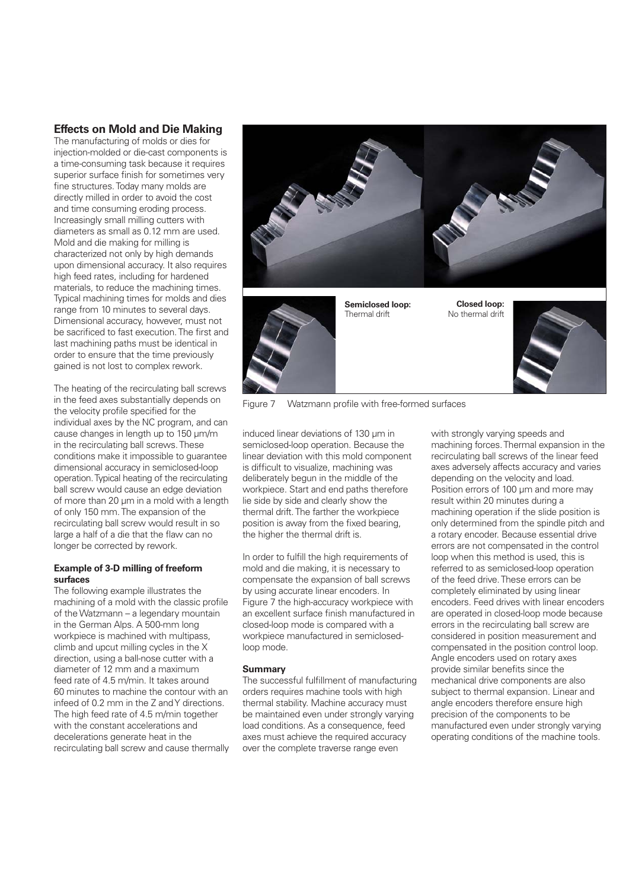## Effects on Mold and Die Making

The manufacturing of molds or dies for injection-molded or die-cast components is a time-consuming task because it requires superior surface finish for sometimes very fine structures. Today many molds are directly milled in order to avoid the cost and time consuming eroding process. Increasingly small milling cutters with diameters as small as 0.12 mm are used. Mold and die making for milling is characterized not only by high demands upon dimensional accuracy. It also requires high feed rates, including for hardened materials, to reduce the machining times. Typical machining times for molds and dies range from 10 minutes to several days. Dimensional accuracy, however, must not be sacrificed to fast execution. The first and last machining paths must be identical in order to ensure that the time previously gained is not lost to complex rework.

The heating of the recirculating ball screws in the feed axes substantially depends on the velocity profile specified for the individual axes by the NC program, and can cause changes in length up to 150 µm/m in the recirculating ball screws. These conditions make it impossible to guarantee dimensional accuracy in semiclosed-loop operation. Typical heating of the recirculating ball screw would cause an edge deviation of more than 20 µm in a mold with a length of only 150 mm. The expansion of the recirculating ball screw would result in so large a half of a die that the flaw can no longer be corrected by rework.

### Example of 3-D milling of freeform surfaces

The following example illustrates the machining of a mold with the classic profile of the Watzmann – a legendary mountain in the German Alps. A 500-mm long workpiece is machined with multipass, climb and upcut milling cycles in the X direction, using a ball-nose cutter with a diameter of 12 mm and a maximum feed rate of 4.5 m/min. It takes around 60 minutes to machine the contour with an infeed of 0.2 mm in the Z and Y directions. The high feed rate of 4.5 m/min together with the constant accelerations and decelerations generate heat in the recirculating ball screw and cause thermally induced linear deviations of 130 µm in semiclosed-loop operation. Because the linear deviation with this mold component is difficult to visualize, machining was deliberately begun in the middle of the workpiece. Start and end paths therefore lie side by side and clearly show the thermal drift. The farther the workpiece position is away from the fixed bearing, the higher the thermal drift is.

**Semiclosed loop:** Thermal drift

**Closed loop:** No thermal drift

Figure 7 Watzmann profile with free-formed surfaces

In order to fulfill the high requirements of mold and die making, it is necessary to compensate the expansion of ball screws by using accurate linear encoders. In Figure 7 the high-accuracy workpiece with an excellent surface finish manufactured in closed-loop mode is compared with a workpiece manufactured in semiclosed-loop mode.

### Summary

The successful fulfillment of manufacturing orders requires machine tools with high thermal stability. Machine accuracy must be maintained even under strongly varying load conditions. As a consequence, feed axes must achieve the required accuracy over the complete traverse range even with strongly varying speeds and machining forces. Thermal expansion in the recirculating ball screws of the linear feed axes adversely affects accuracy and varies depending on the velocity and load. Position errors of 100 µm and more may result within 20 minutes during a machining operation if the slide position is only determined from the spindle pitch and a rotary encoder. Because essential drive errors are not compensated in the control loop when this method is used, this is referred to as semiclosed-loop operation of the feed drive. These errors can be completely eliminated by using linear encoders. Feed drives with linear encoders are operated in closed-loop mode because errors in the recirculating ball screw are considered in position measurement and compensated in the position control loop. Angle encoders used on rotary axes provide similar benefits since the mechanical drive components are also subject to thermal expansion. Linear and angle encoders therefore ensure high precision of the components to be manufactured even under strongly varying operating conditions of the machine tools.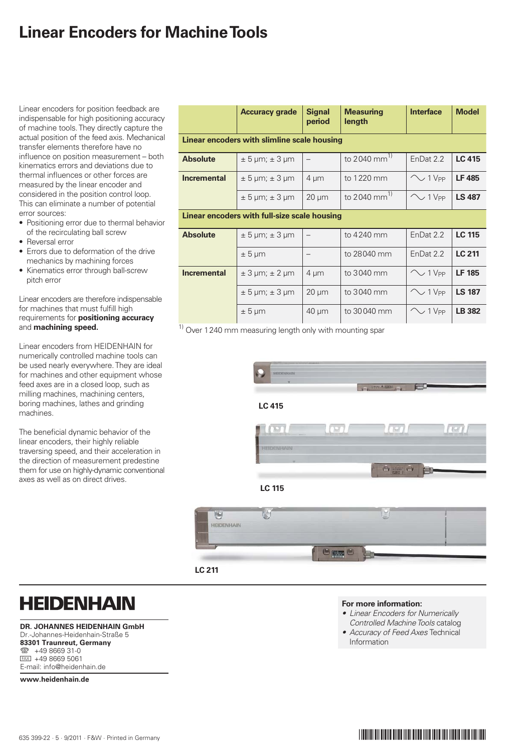# Linear Encoders for Machine Tools

Linear encoders for position feedback are indispensable for high positioning accuracy of machine tools. They directly capture the actual position of the feed axis. Mechanical transfer elements therefore have no influence on position measurement – both kinematics errors and deviations due to thermal influences or other forces are measured by the linear encoder and considered in the position control loop. This can eliminate a number of potential error sources:

- Positioning error due to thermal behavior of the recirculating ball screw
- Reversal error
- Errors due to deformation of the drive mechanics by machining forces
- Kinematics error through ball-screw pitch error

Linear encoders are therefore indispensable for machines that must fulfill high requirements for **positioning accuracy** and **machining speed.**

Linear encoders from HEIDENHAIN for numerically controlled machine tools can be used nearly everywhere. They are ideal for machines and other equipment whose feed axes are in a closed loop, such as milling machines, machining centers, boring machines, lathes and grinding machines.

The beneficial dynamic behavior of the linear encoders, their highly reliable traversing speed, and their acceleration in the direction of measurement predestine them for use on highly-dynamic conventional axes as well as on direct drives.

| | Accuracy grade | Signal period | Measuring length | Interface | Model |
|---|---|---|---|---|---|
| **Linear encoders with slimline scale housing** | | | | | |
| **Absolute** | ± 5 µm; ± 3 µm | – | to 2040 mm[1] | EnDat 2.2 | **LC 415** |
| **Incremental** | ± 5 µm; ± 3 µm | 4 µm | to 1220 mm | ∿ 1 $V_{PP}$ | **LF 485** |
| | ± 5 µm; ± 3 µm | 20 µm | to 2040 mm[1] | ∿ 1 $V_{PP}$ | **LS 487** |
| **Linear encoders with full-size scale housing** | | | | | |
| **Absolute** | ± 5 µm; ± 3 µm | – | to 4240 mm | EnDat 2.2 | **LC 115** |
| | ± 5 µm | – | to 28 040 mm | EnDat 2.2 | **LC 211** |
| **Incremental** | ± 3 µm; ± 2 µm | 4 µm | to 3040 mm | ∿ 1 $V_{PP}$ | **LF 185** |
| | ± 5 µm; ± 3 µm | 20 µm | to 3040 mm | ∿ 1 $V_{PP}$ | **LS 187** |
| | ± 5 µm | 40 µm | to 30 040 mm | ∿ 1 $V_{PP}$ | **LB 382** |

[1] Over 1240 mm measuring length only with mounting spar

**LC 415**

**LC 115**

**LC 211**

**HEIDENHAIN**

**DR. JOHANNES HEIDENHAIN GmbH**
Dr.-Johannes-Heidenhain-Straße 5
**83301 Traunreut, Germany**
☎ +49 8669 31-0
FAX +49 8669 5061
E-mail: info@heidenhain.de

**www.heidenhain.de**

**For more information:**

- *Linear Encoders for Numerically Controlled Machine Tools* catalog
- *Accuracy of Feed Axes* Technical Information

635 399-22 · 5 · 9/2011 · F&W · Printed in Germany